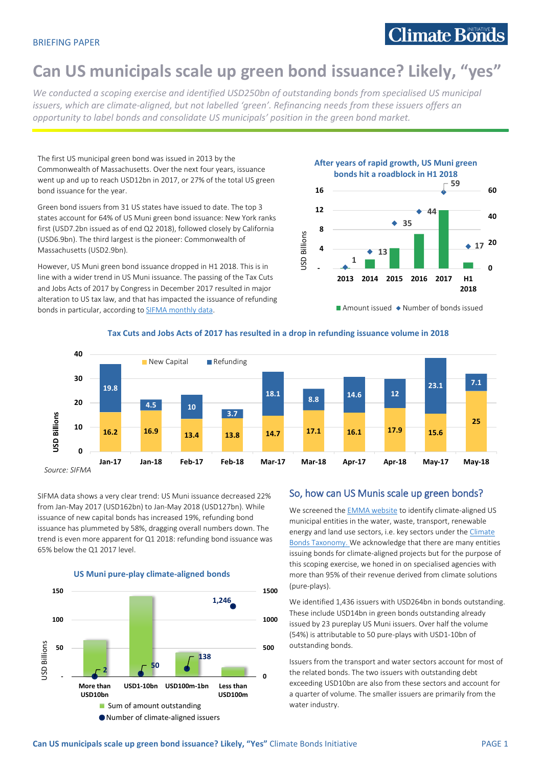BRIEFING PAPER

# Can US municipals scale up green bond issuance? Likely, "yes"

*We conducted a scoping exercise and identified USD250bn of outstanding bonds from specialised US municipal issuers, which are climate-aligned, but not labelled 'green'. Refinancing needs from these issuers offers an opportunity to label bonds and consolidate US municipals' position in the green bond market.*

The first US municipal green bond was issued in 2013 by the Commonwealth of Massachusetts. Over the next four years, issuance went up and up to reach USD12bn in 2017, or 27% of the total US green bond issuance for the year.

Green bond issuers from 31 US states have issued to date. The top 3 states account for 64% of US Muni green bond issuance: New York ranks first (USD7.2bn issued as of end Q2 2018), followed closely by California (USD6.9bn). The third largest is the pioneer: Commonwealth of Massachusetts (USD2.9bn).

However, US Muni green bond issuance dropped in H1 2018. This is in line with a wider trend in US Muni issuance. The passing of the Tax Cuts and Jobs Acts of 2017 by Congress in December 2017 resulted in major alteration to US tax law, and that has impacted the issuance of refunding bonds in particular, according to SIFMA monthly data.

**After years of rapid growth, US Muni green bonds hit a roadblock in H1 2018**

| Year | Number of bonds issued |
|---|---|
| 2013 | 1 |
| 2014 | 13 |
| 2015 | 35 |
| 2016 | 44 |
| 2017 | 59 |
| H1 2018 | 17 |

Amount issued (USD Billions) ◆ Number of bonds issued

**Tax Cuts and Jobs Acts of 2017 has resulted in a drop in refunding issuance volume in 2018**

| Month | New Capital (USD Billions) | Refunding (USD Billions) |
|---|---|---|
| Jan-17 | 16.2 | 19.8 |
| Jan-18 | 16.9 | 4.5 |
| Feb-17 | 13.4 | 10 |
| Feb-18 | 13.8 | 3.7 |
| Mar-17 | 14.7 | 18.1 |
| Mar-18 | 17.1 | 8.8 |
| Apr-17 | 16.1 | 14.6 |
| Apr-18 | 17.9 | 12 |
| May-17 | 15.6 | 23.1 |
| May-18 | 25 | 7.1 |

*Source: SIFMA*

SIFMA data shows a very clear trend: US Muni issuance decreased 22% from Jan-May 2017 (USD162bn) to Jan-May 2018 (USD127bn). While issuance of new capital bonds has increased 19%, refunding bond issuance has plummeted by 58%, dragging overall numbers down. The trend is even more apparent for Q1 2018: refunding bond issuance was 65% below the Q1 2017 level.

**US Muni pure-play climate-aligned bonds**

| Issuer size | Number of climate-aligned issuers |
|---|---|
| More than USD10bn | 2 |
| USD1-10bn | 50 |
| USD100m-1bn | 138 |
| Less than USD100m | 1,246 |

Sum of amount outstanding (USD Billions) ● Number of climate-aligned issuers

## So, how can US Munis scale up green bonds?

We screened the EMMA website to identify climate-aligned US municipal entities in the water, waste, transport, renewable energy and land use sectors, i.e. key sectors under the Climate Bonds Taxonomy. We acknowledge that there are many entities issuing bonds for climate-aligned projects but for the purpose of this scoping exercise, we honed in on specialised agencies with more than 95% of their revenue derived from climate solutions (pure-plays).

We identified 1,436 issuers with USD264bn in bonds outstanding. These include USD14bn in green bonds outstanding already issued by 23 pureplay US Muni issuers. Over half the volume (54%) is attributable to 50 pure-plays with USD1-10bn of outstanding bonds.

Issuers from the transport and water sectors account for most of the related bonds. The two issuers with outstanding debt exceeding USD10bn are also from these sectors and account for a quarter of volume. The smaller issuers are primarily from the water industry.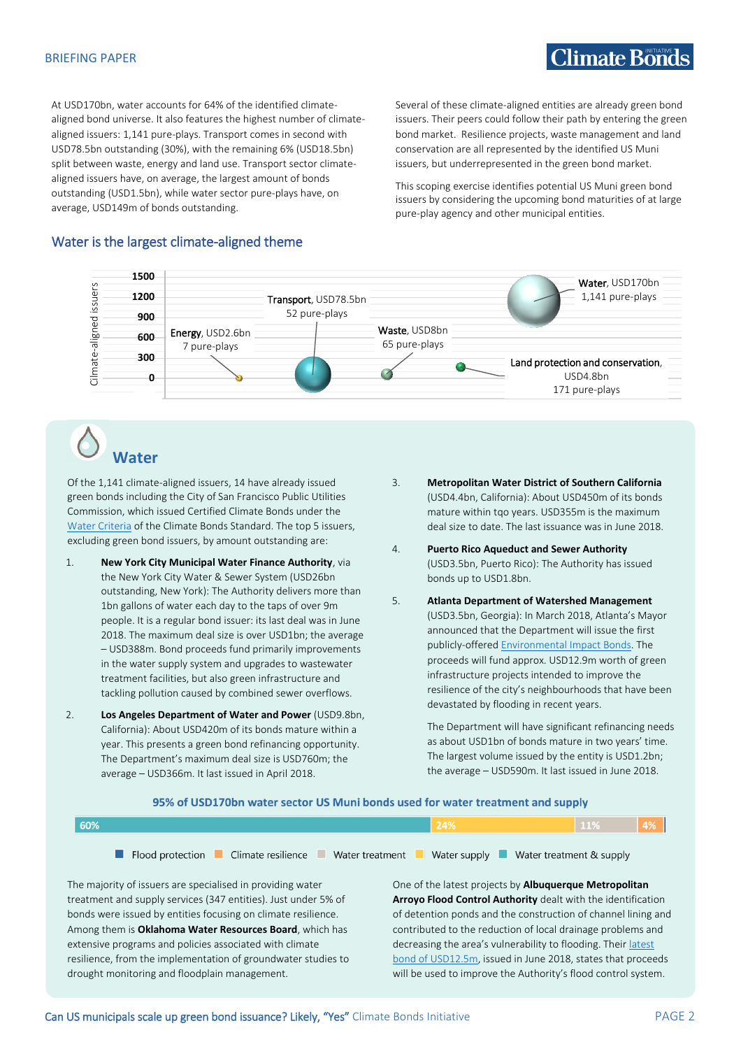At USD170bn, water accounts for 64% of the identified climate-aligned bond universe. It also features the highest number of climate-aligned issuers: 1,141 pure-plays. Transport comes in second with USD78.5bn outstanding (30%), with the remaining 6% (USD18.5bn) split between waste, energy and land use. Transport sector climate-aligned issuers have, on average, the largest amount of bonds outstanding (USD1.5bn), while water sector pure-plays have, on average, USD149m of bonds outstanding.

Several of these climate-aligned entities are already green bond issuers. Their peers could follow their path by entering the green bond market. Resilience projects, waste management and land conservation are all represented by the identified US Muni issuers, but underrepresented in the green bond market.

This scoping exercise identifies potential US Muni green bond issuers by considering the upcoming bond maturities of at large pure-play agency and other municipal entities.

## Water is the largest climate-aligned theme

Climate-aligned issuers (y-axis: 0, 300, 600, 900, 1200, 1500)

- **Energy**, USD2.6bn — 7 pure-plays
- **Transport**, USD78.5bn — 52 pure-plays
- **Waste**, USD8bn — 65 pure-plays
- **Water**, USD170bn — 1,141 pure-plays
- **Land protection and conservation**, USD4.8bn — 171 pure-plays

## Water

Of the 1,141 climate-aligned issuers, 14 have already issued green bonds including the City of San Francisco Public Utilities Commission, which issued Certified Climate Bonds under the Water Criteria of the Climate Bonds Standard. The top 5 issuers, excluding green bond issuers, by amount outstanding are:

1. **New York City Municipal Water Finance Authority**, via the New York City Water & Sewer System (USD26bn outstanding, New York): The Authority delivers more than 1bn gallons of water each day to the taps of over 9m people. It is a regular bond issuer: its last deal was in June 2018. The maximum deal size is over USD1bn; the average – USD388m. Bond proceeds fund primarily improvements in the water supply system and upgrades to wastewater treatment facilities, but also green infrastructure and tackling pollution caused by combined sewer overflows.

2. **Los Angeles Department of Water and Power** (USD9.8bn, California): About USD420m of its bonds mature within a year. This presents a green bond refinancing opportunity. The Department's maximum deal size is USD760m; the average – USD366m. It last issued in April 2018.

3. **Metropolitan Water District of Southern California** (USD4.4bn, California): About USD450m of its bonds mature within tqo years. USD355m is the maximum deal size to date. The last issuance was in June 2018.

4. **Puerto Rico Aqueduct and Sewer Authority** (USD3.5bn, Puerto Rico): The Authority has issued bonds up to USD1.8bn.

5. **Atlanta Department of Watershed Management** (USD3.5bn, Georgia): In March 2018, Atlanta's Mayor announced that the Department will issue the first publicly-offered Environmental Impact Bonds. The proceeds will fund approx. USD12.9m worth of green infrastructure projects intended to improve the resilience of the city's neighbourhoods that have been devastated by flooding in recent years.

   The Department will have significant refinancing needs as about USD1bn of bonds mature in two years' time. The largest volume issued by the entity is USD1.2bn; the average – USD590m. It last issued in June 2018.

**95% of USD170bn water sector US Muni bonds used for water treatment and supply**

| Water treatment & supply | Water supply | Water treatment | Climate resilience | Flood protection |
|---|---|---|---|---|
| 60% | 24% | 11% | 4% | |

The majority of issuers are specialised in providing water treatment and supply services (347 entities). Just under 5% of bonds were issued by entities focusing on climate resilience. Among them is **Oklahoma Water Resources Board**, which has extensive programs and policies associated with climate resilience, from the implementation of groundwater studies to drought monitoring and floodplain management.

One of the latest projects by **Albuquerque Metropolitan Arroyo Flood Control Authority** dealt with the identification of detention ponds and the construction of channel lining and contributed to the reduction of local drainage problems and decreasing the area's vulnerability to flooding. Their latest bond of USD12.5m, issued in June 2018, states that proceeds will be used to improve the Authority's flood control system.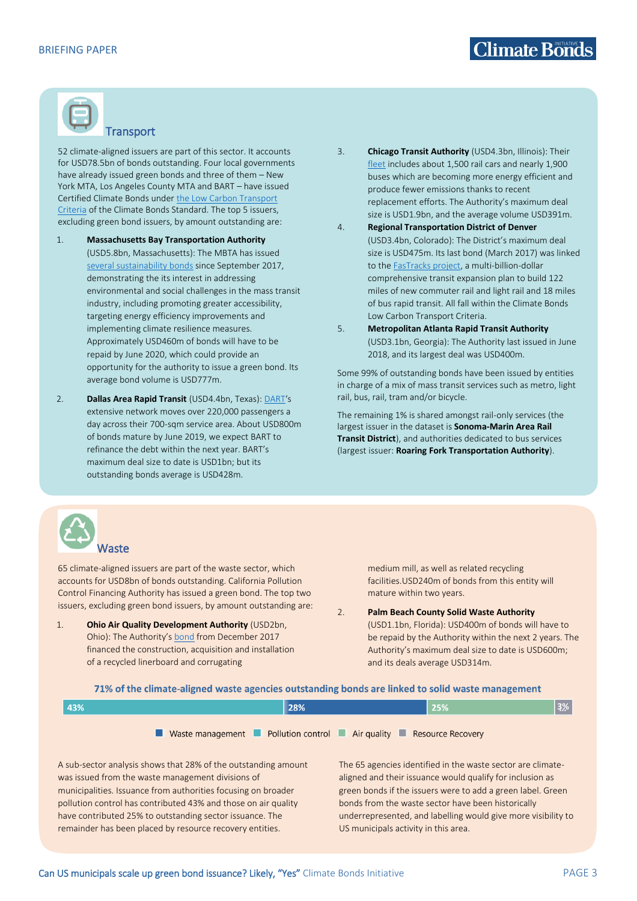## Transport

52 climate-aligned issuers are part of this sector. It accounts for USD78.5bn of bonds outstanding. Four local governments have already issued green bonds and three of them – New York MTA, Los Angeles County MTA and BART – have issued Certified Climate Bonds under the Low Carbon Transport Criteria of the Climate Bonds Standard. The top 5 issuers, excluding green bond issuers, by amount outstanding are:

1. **Massachusetts Bay Transportation Authority** (USD5.8bn, Massachusetts): The MBTA has issued several sustainability bonds since September 2017, demonstrating the its interest in addressing environmental and social challenges in the mass transit industry, including promoting greater accessibility, targeting energy efficiency improvements and implementing climate resilience measures. Approximately USD460m of bonds will have to be repaid by June 2020, which could provide an opportunity for the authority to issue a green bond. Its average bond volume is USD777m.

2. **Dallas Area Rapid Transit** (USD4.4bn, Texas): DART's extensive network moves over 220,000 passengers a day across their 700-sqm service area. About USD800m of bonds mature by June 2019, we expect BART to refinance the debt within the next year. BART's maximum deal size to date is USD1bn; but its outstanding bonds average is USD428m.

3. **Chicago Transit Authority** (USD4.3bn, Illinois): Their fleet includes about 1,500 rail cars and nearly 1,900 buses which are becoming more energy efficient and produce fewer emissions thanks to recent replacement efforts. The Authority's maximum deal size is USD1.9bn, and the average volume USD391m.

4. **Regional Transportation District of Denver** (USD3.4bn, Colorado): The District's maximum deal size is USD475m. Its last bond (March 2017) was linked to the FasTracks project, a multi-billion-dollar comprehensive transit expansion plan to build 122 miles of new commuter rail and light rail and 18 miles of bus rapid transit. All fall within the Climate Bonds Low Carbon Transport Criteria.

5. **Metropolitan Atlanta Rapid Transit Authority** (USD3.1bn, Georgia): The Authority last issued in June 2018, and its largest deal was USD400m.

Some 99% of outstanding bonds have been issued by entities in charge of a mix of mass transit services such as metro, light rail, bus, rail, tram and/or bicycle.

The remaining 1% is shared amongst rail-only services (the largest issuer in the dataset is **Sonoma-Marin Area Rail Transit District**), and authorities dedicated to bus services (largest issuer: **Roaring Fork Transportation Authority**).

## Waste

65 climate-aligned issuers are part of the waste sector, which accounts for USD8bn of bonds outstanding. California Pollution Control Financing Authority has issued a green bond. The top two issuers, excluding green bond issuers, by amount outstanding are:

1. **Ohio Air Quality Development Authority** (USD2bn, Ohio): The Authority's bond from December 2017 financed the construction, acquisition and installation of a recycled linerboard and corrugating medium mill, as well as related recycling facilities.USD240m of bonds from this entity will mature within two years.

2. **Palm Beach County Solid Waste Authority** (USD1.1bn, Florida): USD400m of bonds will have to be repaid by the Authority within the next 2 years. The Authority's maximum deal size to date is USD600m; and its deals average USD314m.

**71% of the climate-aligned waste agencies outstanding bonds are linked to solid waste management**

| Pollution control | Waste management | Air quality | Resource Recovery |
|---|---|---|---|
| 43% | 28% | 25% | 3% |

A sub-sector analysis shows that 28% of the outstanding amount was issued from the waste management divisions of municipalities. Issuance from authorities focusing on broader pollution control has contributed 43% and those on air quality have contributed 25% to outstanding sector issuance. The remainder has been placed by resource recovery entities.

The 65 agencies identified in the waste sector are climate-aligned and their issuance would qualify for inclusion as green bonds if the issuers were to add a green label. Green bonds from the waste sector have been historically underrepresented, and labelling would give more visibility to US municipals activity in this area.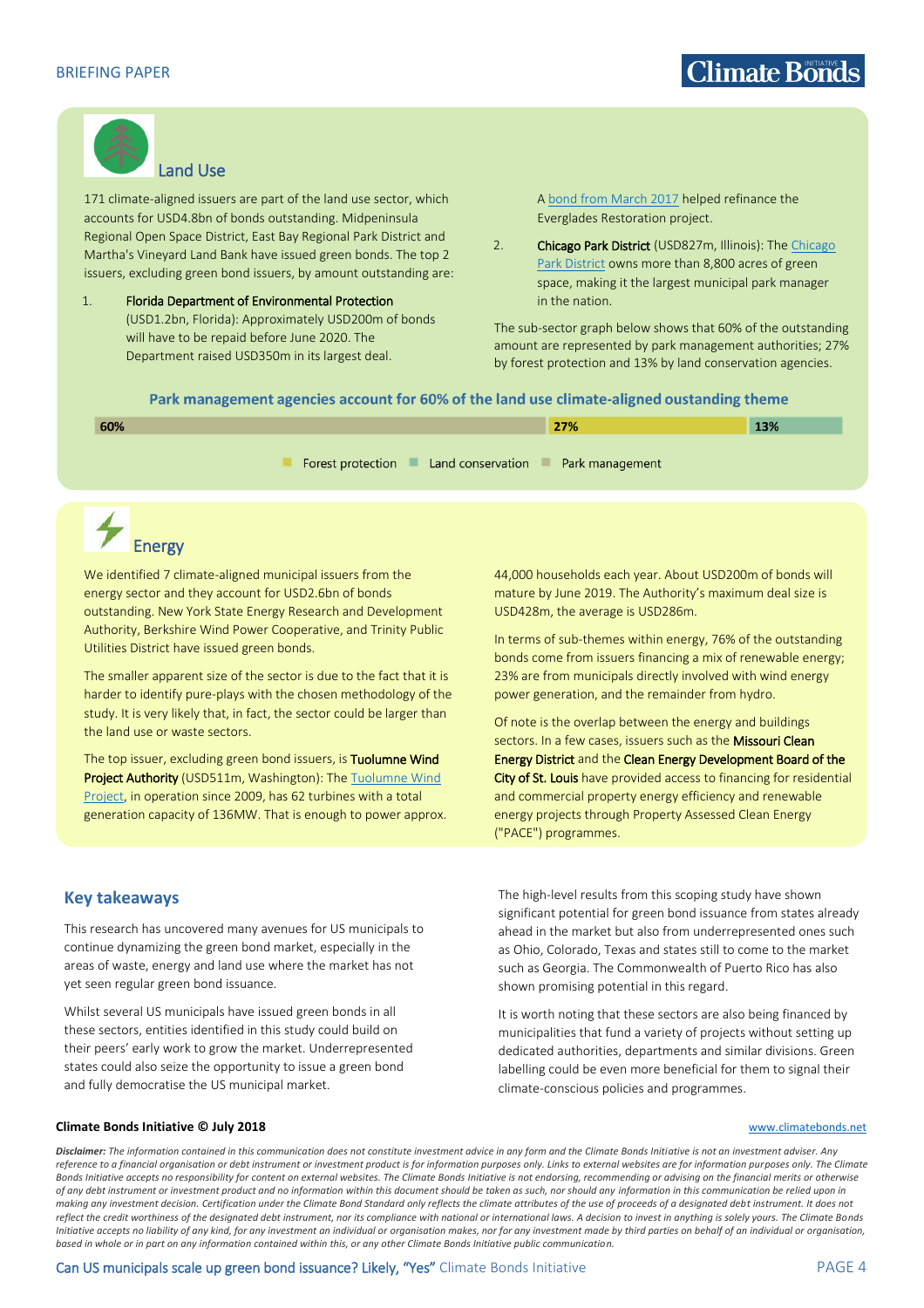## Land Use

171 climate-aligned issuers are part of the land use sector, which accounts for USD4.8bn of bonds outstanding. Midpeninsula Regional Open Space District, East Bay Regional Park District and Martha's Vineyard Land Bank have issued green bonds. The top 2 issuers, excluding green bond issuers, by amount outstanding are:

1. **Florida Department of Environmental Protection** (USD1.2bn, Florida): Approximately USD200m of bonds will have to be repaid before June 2020. The Department raised USD350m in its largest deal. A bond from March 2017 helped refinance the Everglades Restoration project.
2. **Chicago Park District** (USD827m, Illinois): The Chicago Park District owns more than 8,800 acres of green space, making it the largest municipal park manager in the nation.

The sub-sector graph below shows that 60% of the outstanding amount are represented by park management authorities; 27% by forest protection and 13% by land conservation agencies.

**Park management agencies account for 60% of the land use climate-aligned oustanding theme**

60%
27%
13%

Forest protection
Land conservation
Park management

## Energy

We identified 7 climate-aligned municipal issuers from the energy sector and they account for USD2.6bn of bonds outstanding. New York State Energy Research and Development Authority, Berkshire Wind Power Cooperative, and Trinity Public Utilities District have issued green bonds.

The smaller apparent size of the sector is due to the fact that it is harder to identify pure-plays with the chosen methodology of the study. It is very likely that, in fact, the sector could be larger than the land use or waste sectors.

The top issuer, excluding green bond issuers, is **Tuolumne Wind Project Authority** (USD511m, Washington): The Tuolumne Wind Project, in operation since 2009, has 62 turbines with a total generation capacity of 136MW. That is enough to power approx. 44,000 households each year. About USD200m of bonds will mature by June 2019. The Authority's maximum deal size is USD428m, the average is USD286m.

In terms of sub-themes within energy, 76% of the outstanding bonds come from issuers financing a mix of renewable energy; 23% are from municipals directly involved with wind energy power generation, and the remainder from hydro.

Of note is the overlap between the energy and buildings sectors. In a few cases, issuers such as the **Missouri Clean Energy District** and the **Clean Energy Development Board of the City of St. Louis** have provided access to financing for residential and commercial property energy efficiency and renewable energy projects through Property Assessed Clean Energy ("PACE") programmes.

## Key takeaways

This research has uncovered many avenues for US municipals to continue dynamizing the green bond market, especially in the areas of waste, energy and land use where the market has not yet seen regular green bond issuance.

Whilst several US municipals have issued green bonds in all these sectors, entities identified in this study could build on their peers' early work to grow the market. Underrepresented states could also seize the opportunity to issue a green bond and fully democratise the US municipal market.

The high-level results from this scoping study have shown significant potential for green bond issuance from states already ahead in the market but also from underrepresented ones such as Ohio, Colorado, Texas and states still to come to the market such as Georgia. The Commonwealth of Puerto Rico has also shown promising potential in this regard.

It is worth noting that these sectors are also being financed by municipalities that fund a variety of projects without setting up dedicated authorities, departments and similar divisions. Green labelling could be even more beneficial for them to signal their climate-conscious policies and programmes.

**Climate Bonds Initiative © July 2018**

www.climatebonds.net

***Disclaimer:*** *The information contained in this communication does not constitute investment advice in any form and the Climate Bonds Initiative is not an investment adviser. Any reference to a financial organisation or debt instrument or investment product is for information purposes only. Links to external websites are for information purposes only. The Climate Bonds Initiative accepts no responsibility for content on external websites. The Climate Bonds Initiative is not endorsing, recommending or advising on the financial merits or otherwise of any debt instrument or investment product and no information within this document should be taken as such, nor should any information in this communication be relied upon in making any investment decision. Certification under the Climate Bond Standard only reflects the climate attributes of the use of proceeds of a designated debt instrument. It does not reflect the credit worthiness of the designated debt instrument, nor its compliance with national or international laws. A decision to invest in anything is solely yours. The Climate Bonds Initiative accepts no liability of any kind, for any investment an individual or organisation makes, nor for any investment made by third parties on behalf of an individual or organisation, based in whole or in part on any information contained within this, or any other Climate Bonds Initiative public communication.*